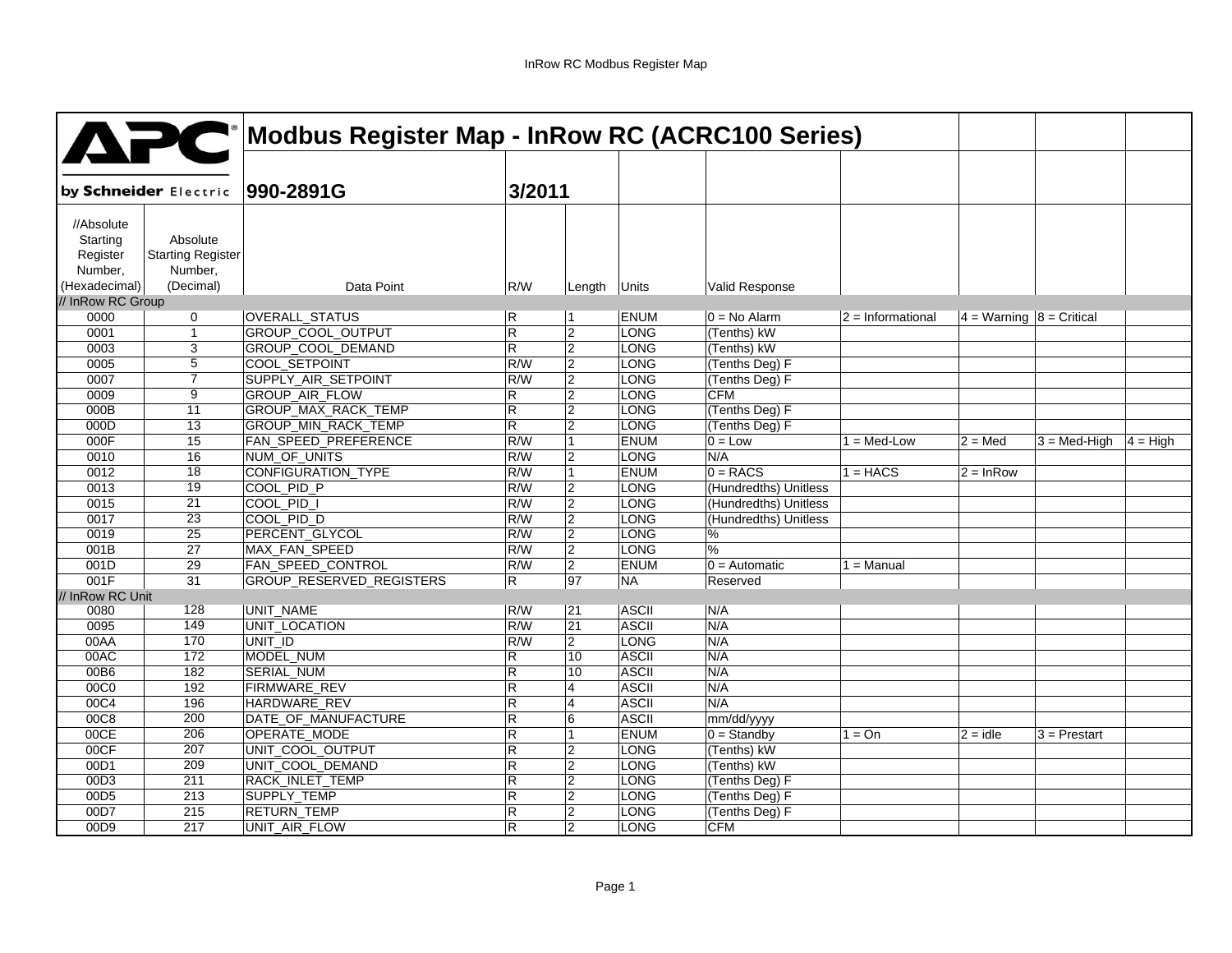# Modbus Register Map - InRow RC (ACRC100 Series)

APC by Schneider Electric

990-2891G 3/2011

| //Absolute Starting Register Number, (Hexadecimal) | Absolute Starting Register Number, (Decimal) | Data Point | R/W | Length | Units | Valid Response | | | | |
|---|---|---|---|---|---|---|---|---|---|---|
| // InRow RC Group | | | | | | | | | | |
| 0000 | 0 | OVERALL_STATUS | R | 1 | ENUM | 0 = No Alarm | 2 = Informational | 4 = Warning | 8 = Critical | |
| 0001 | 1 | GROUP_COOL_OUTPUT | R | 2 | LONG | (Tenths) kW | | | | |
| 0003 | 3 | GROUP_COOL_DEMAND | R | 2 | LONG | (Tenths) kW | | | | |
| 0005 | 5 | COOL_SETPOINT | R/W | 2 | LONG | (Tenths Deg) F | | | | |
| 0007 | 7 | SUPPLY_AIR_SETPOINT | R/W | 2 | LONG | (Tenths Deg) F | | | | |
| 0009 | 9 | GROUP_AIR_FLOW | R | 2 | LONG | CFM | | | | |
| 000B | 11 | GROUP_MAX_RACK_TEMP | R | 2 | LONG | (Tenths Deg) F | | | | |
| 000D | 13 | GROUP_MIN_RACK_TEMP | R | 2 | LONG | (Tenths Deg) F | | | | |
| 000F | 15 | FAN_SPEED_PREFERENCE | R/W | 1 | ENUM | 0 = Low | 1 = Med-Low | 2 = Med | 3 = Med-High | 4 = High |
| 0010 | 16 | NUM_OF_UNITS | R/W | 2 | LONG | N/A | | | | |
| 0012 | 18 | CONFIGURATION_TYPE | R/W | 1 | ENUM | 0 = RACS | 1 = HACS | 2 = InRow | | |
| 0013 | 19 | COOL_PID_P | R/W | 2 | LONG | (Hundredths) Unitless | | | | |
| 0015 | 21 | COOL_PID_I | R/W | 2 | LONG | (Hundredths) Unitless | | | | |
| 0017 | 23 | COOL_PID_D | R/W | 2 | LONG | (Hundredths) Unitless | | | | |
| 0019 | 25 | PERCENT_GLYCOL | R/W | 2 | LONG | % | | | | |
| 001B | 27 | MAX_FAN_SPEED | R/W | 2 | LONG | % | | | | |
| 001D | 29 | FAN_SPEED_CONTROL | R/W | 2 | ENUM | 0 = Automatic | 1 = Manual | | | |
| 001F | 31 | GROUP_RESERVED_REGISTERS | R | 97 | NA | Reserved | | | | |
| // InRow RC Unit | | | | | | | | | | |
| 0080 | 128 | UNIT_NAME | R/W | 21 | ASCII | N/A | | | | |
| 0095 | 149 | UNIT_LOCATION | R/W | 21 | ASCII | N/A | | | | |
| 00AA | 170 | UNIT_ID | R/W | 2 | LONG | N/A | | | | |
| 00AC | 172 | MODEL_NUM | R | 10 | ASCII | N/A | | | | |
| 00B6 | 182 | SERIAL_NUM | R | 10 | ASCII | N/A | | | | |
| 00C0 | 192 | FIRMWARE_REV | R | 4 | ASCII | N/A | | | | |
| 00C4 | 196 | HARDWARE_REV | R | 4 | ASCII | N/A | | | | |
| 00C8 | 200 | DATE_OF_MANUFACTURE | R | 6 | ASCII | mm/dd/yyyy | | | | |
| 00CE | 206 | OPERATE_MODE | R | 1 | ENUM | 0 = Standby | 1 = On | 2 = idle | 3 = Prestart | |
| 00CF | 207 | UNIT_COOL_OUTPUT | R | 2 | LONG | (Tenths) kW | | | | |
| 00D1 | 209 | UNIT_COOL_DEMAND | R | 2 | LONG | (Tenths) kW | | | | |
| 00D3 | 211 | RACK_INLET_TEMP | R | 2 | LONG | (Tenths Deg) F | | | | |
| 00D5 | 213 | SUPPLY_TEMP | R | 2 | LONG | (Tenths Deg) F | | | | |
| 00D7 | 215 | RETURN_TEMP | R | 2 | LONG | (Tenths Deg) F | | | | |
| 00D9 | 217 | UNIT_AIR_FLOW | R | 2 | LONG | CFM | | | | |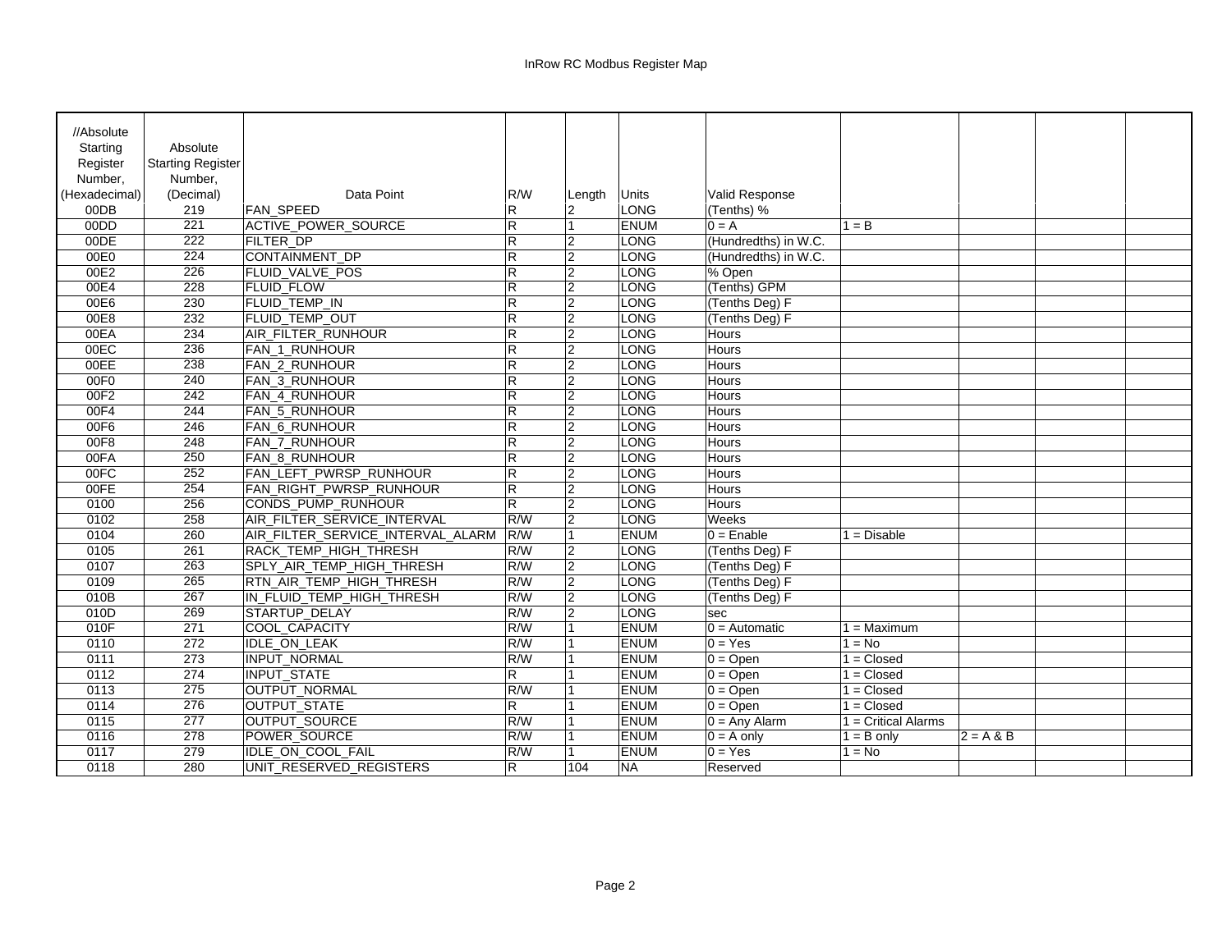| //Absolute Starting Register Number, (Hexadecimal) | Absolute Starting Register Number, (Decimal) | Data Point | R/W | Length | Units | Valid Response | | | | |
|---|---|---|---|---|---|---|---|---|---|---|
| 00DB | 219 | FAN_SPEED | R | 2 | LONG | (Tenths) % | | | | |
| 00DD | 221 | ACTIVE_POWER_SOURCE | R | 1 | ENUM | 0 = A | 1 = B | | | |
| 00DE | 222 | FILTER_DP | R | 2 | LONG | (Hundredths) in W.C. | | | | |
| 00E0 | 224 | CONTAINMENT_DP | R | 2 | LONG | (Hundredths) in W.C. | | | | |
| 00E2 | 226 | FLUID_VALVE_POS | R | 2 | LONG | % Open | | | | |
| 00E4 | 228 | FLUID_FLOW | R | 2 | LONG | (Tenths) GPM | | | | |
| 00E6 | 230 | FLUID_TEMP_IN | R | 2 | LONG | (Tenths Deg) F | | | | |
| 00E8 | 232 | FLUID_TEMP_OUT | R | 2 | LONG | (Tenths Deg) F | | | | |
| 00EA | 234 | AIR_FILTER_RUNHOUR | R | 2 | LONG | Hours | | | | |
| 00EC | 236 | FAN_1_RUNHOUR | R | 2 | LONG | Hours | | | | |
| 00EE | 238 | FAN_2_RUNHOUR | R | 2 | LONG | Hours | | | | |
| 00F0 | 240 | FAN_3_RUNHOUR | R | 2 | LONG | Hours | | | | |
| 00F2 | 242 | FAN_4_RUNHOUR | R | 2 | LONG | Hours | | | | |
| 00F4 | 244 | FAN_5_RUNHOUR | R | 2 | LONG | Hours | | | | |
| 00F6 | 246 | FAN_6_RUNHOUR | R | 2 | LONG | Hours | | | | |
| 00F8 | 248 | FAN_7_RUNHOUR | R | 2 | LONG | Hours | | | | |
| 00FA | 250 | FAN_8_RUNHOUR | R | 2 | LONG | Hours | | | | |
| 00FC | 252 | FAN_LEFT_PWRSP_RUNHOUR | R | 2 | LONG | Hours | | | | |
| 00FE | 254 | FAN_RIGHT_PWRSP_RUNHOUR | R | 2 | LONG | Hours | | | | |
| 0100 | 256 | CONDS_PUMP_RUNHOUR | R | 2 | LONG | Hours | | | | |
| 0102 | 258 | AIR_FILTER_SERVICE_INTERVAL | R/W | 2 | LONG | Weeks | | | | |
| 0104 | 260 | AIR_FILTER_SERVICE_INTERVAL_ALARM | R/W | 1 | ENUM | 0 = Enable | 1 = Disable | | | |
| 0105 | 261 | RACK_TEMP_HIGH_THRESH | R/W | 2 | LONG | (Tenths Deg) F | | | | |
| 0107 | 263 | SPLY_AIR_TEMP_HIGH_THRESH | R/W | 2 | LONG | (Tenths Deg) F | | | | |
| 0109 | 265 | RTN_AIR_TEMP_HIGH_THRESH | R/W | 2 | LONG | (Tenths Deg) F | | | | |
| 010B | 267 | IN_FLUID_TEMP_HIGH_THRESH | R/W | 2 | LONG | (Tenths Deg) F | | | | |
| 010D | 269 | STARTUP_DELAY | R/W | 2 | LONG | sec | | | | |
| 010F | 271 | COOL_CAPACITY | R/W | 1 | ENUM | 0 = Automatic | 1 = Maximum | | | |
| 0110 | 272 | IDLE_ON_LEAK | R/W | 1 | ENUM | 0 = Yes | 1 = No | | | |
| 0111 | 273 | INPUT_NORMAL | R/W | 1 | ENUM | 0 = Open | 1 = Closed | | | |
| 0112 | 274 | INPUT_STATE | R | 1 | ENUM | 0 = Open | 1 = Closed | | | |
| 0113 | 275 | OUTPUT_NORMAL | R/W | 1 | ENUM | 0 = Open | 1 = Closed | | | |
| 0114 | 276 | OUTPUT_STATE | R | 1 | ENUM | 0 = Open | 1 = Closed | | | |
| 0115 | 277 | OUTPUT_SOURCE | R/W | 1 | ENUM | 0 = Any Alarm | 1 = Critical Alarms | | | |
| 0116 | 278 | POWER_SOURCE | R/W | 1 | ENUM | 0 = A only | 1 = B only | 2 = A & B | | |
| 0117 | 279 | IDLE_ON_COOL_FAIL | R/W | 1 | ENUM | 0 = Yes | 1 = No | | | |
| 0118 | 280 | UNIT_RESERVED_REGISTERS | R | 104 | NA | Reserved | | | | |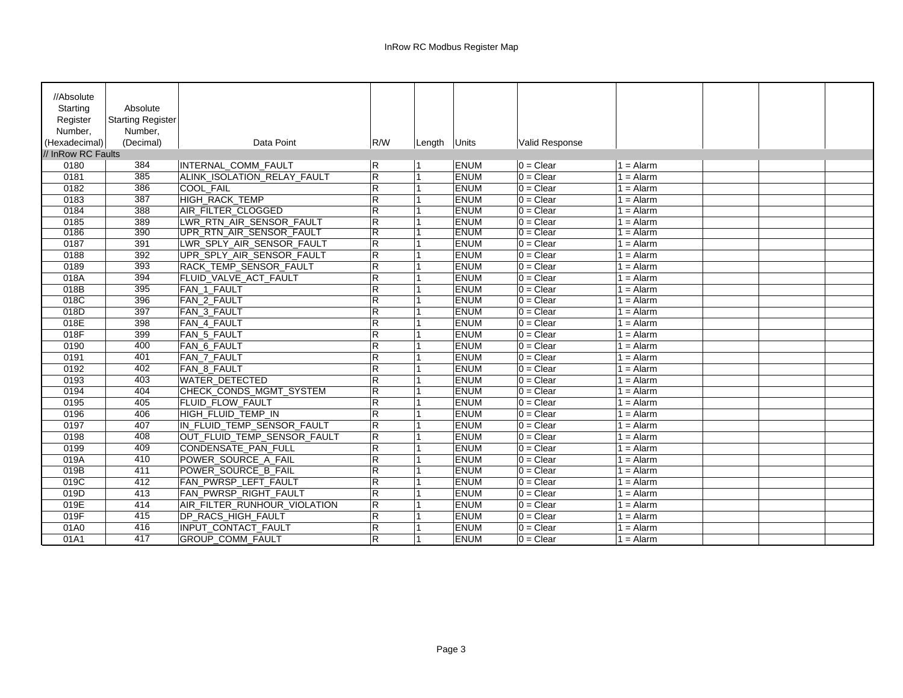InRow RC Modbus Register Map

| //Absolute Starting Register Number, (Hexadecimal) | Absolute Starting Register Number, (Decimal) | Data Point | R/W | Length | Units | Valid Response | | | | |
|---|---|---|---|---|---|---|---|---|---|---|
| // InRow RC Faults | | | | | | | | | | |
| 0180 | 384 | INTERNAL_COMM_FAULT | R | 1 | ENUM | 0 = Clear | 1 = Alarm | | | |
| 0181 | 385 | ALINK_ISOLATION_RELAY_FAULT | R | 1 | ENUM | 0 = Clear | 1 = Alarm | | | |
| 0182 | 386 | COOL_FAIL | R | 1 | ENUM | 0 = Clear | 1 = Alarm | | | |
| 0183 | 387 | HIGH_RACK_TEMP | R | 1 | ENUM | 0 = Clear | 1 = Alarm | | | |
| 0184 | 388 | AIR_FILTER_CLOGGED | R | 1 | ENUM | 0 = Clear | 1 = Alarm | | | |
| 0185 | 389 | LWR_RTN_AIR_SENSOR_FAULT | R | 1 | ENUM | 0 = Clear | 1 = Alarm | | | |
| 0186 | 390 | UPR_RTN_AIR_SENSOR_FAULT | R | 1 | ENUM | 0 = Clear | 1 = Alarm | | | |
| 0187 | 391 | LWR_SPLY_AIR_SENSOR_FAULT | R | 1 | ENUM | 0 = Clear | 1 = Alarm | | | |
| 0188 | 392 | UPR_SPLY_AIR_SENSOR_FAULT | R | 1 | ENUM | 0 = Clear | 1 = Alarm | | | |
| 0189 | 393 | RACK_TEMP_SENSOR_FAULT | R | 1 | ENUM | 0 = Clear | 1 = Alarm | | | |
| 018A | 394 | FLUID_VALVE_ACT_FAULT | R | 1 | ENUM | 0 = Clear | 1 = Alarm | | | |
| 018B | 395 | FAN_1_FAULT | R | 1 | ENUM | 0 = Clear | 1 = Alarm | | | |
| 018C | 396 | FAN_2_FAULT | R | 1 | ENUM | 0 = Clear | 1 = Alarm | | | |
| 018D | 397 | FAN_3_FAULT | R | 1 | ENUM | 0 = Clear | 1 = Alarm | | | |
| 018E | 398 | FAN_4_FAULT | R | 1 | ENUM | 0 = Clear | 1 = Alarm | | | |
| 018F | 399 | FAN_5_FAULT | R | 1 | ENUM | 0 = Clear | 1 = Alarm | | | |
| 0190 | 400 | FAN_6_FAULT | R | 1 | ENUM | 0 = Clear | 1 = Alarm | | | |
| 0191 | 401 | FAN_7_FAULT | R | 1 | ENUM | 0 = Clear | 1 = Alarm | | | |
| 0192 | 402 | FAN_8_FAULT | R | 1 | ENUM | 0 = Clear | 1 = Alarm | | | |
| 0193 | 403 | WATER_DETECTED | R | 1 | ENUM | 0 = Clear | 1 = Alarm | | | |
| 0194 | 404 | CHECK_CONDS_MGMT_SYSTEM | R | 1 | ENUM | 0 = Clear | 1 = Alarm | | | |
| 0195 | 405 | FLUID_FLOW_FAULT | R | 1 | ENUM | 0 = Clear | 1 = Alarm | | | |
| 0196 | 406 | HIGH_FLUID_TEMP_IN | R | 1 | ENUM | 0 = Clear | 1 = Alarm | | | |
| 0197 | 407 | IN_FLUID_TEMP_SENSOR_FAULT | R | 1 | ENUM | 0 = Clear | 1 = Alarm | | | |
| 0198 | 408 | OUT_FLUID_TEMP_SENSOR_FAULT | R | 1 | ENUM | 0 = Clear | 1 = Alarm | | | |
| 0199 | 409 | CONDENSATE_PAN_FULL | R | 1 | ENUM | 0 = Clear | 1 = Alarm | | | |
| 019A | 410 | POWER_SOURCE_A_FAIL | R | 1 | ENUM | 0 = Clear | 1 = Alarm | | | |
| 019B | 411 | POWER_SOURCE_B_FAIL | R | 1 | ENUM | 0 = Clear | 1 = Alarm | | | |
| 019C | 412 | FAN_PWRSP_LEFT_FAULT | R | 1 | ENUM | 0 = Clear | 1 = Alarm | | | |
| 019D | 413 | FAN_PWRSP_RIGHT_FAULT | R | 1 | ENUM | 0 = Clear | 1 = Alarm | | | |
| 019E | 414 | AIR_FILTER_RUNHOUR_VIOLATION | R | 1 | ENUM | 0 = Clear | 1 = Alarm | | | |
| 019F | 415 | DP_RACS_HIGH_FAULT | R | 1 | ENUM | 0 = Clear | 1 = Alarm | | | |
| 01A0 | 416 | INPUT_CONTACT_FAULT | R | 1 | ENUM | 0 = Clear | 1 = Alarm | | | |
| 01A1 | 417 | GROUP_COMM_FAULT | R | 1 | ENUM | 0 = Clear | 1 = Alarm | | | |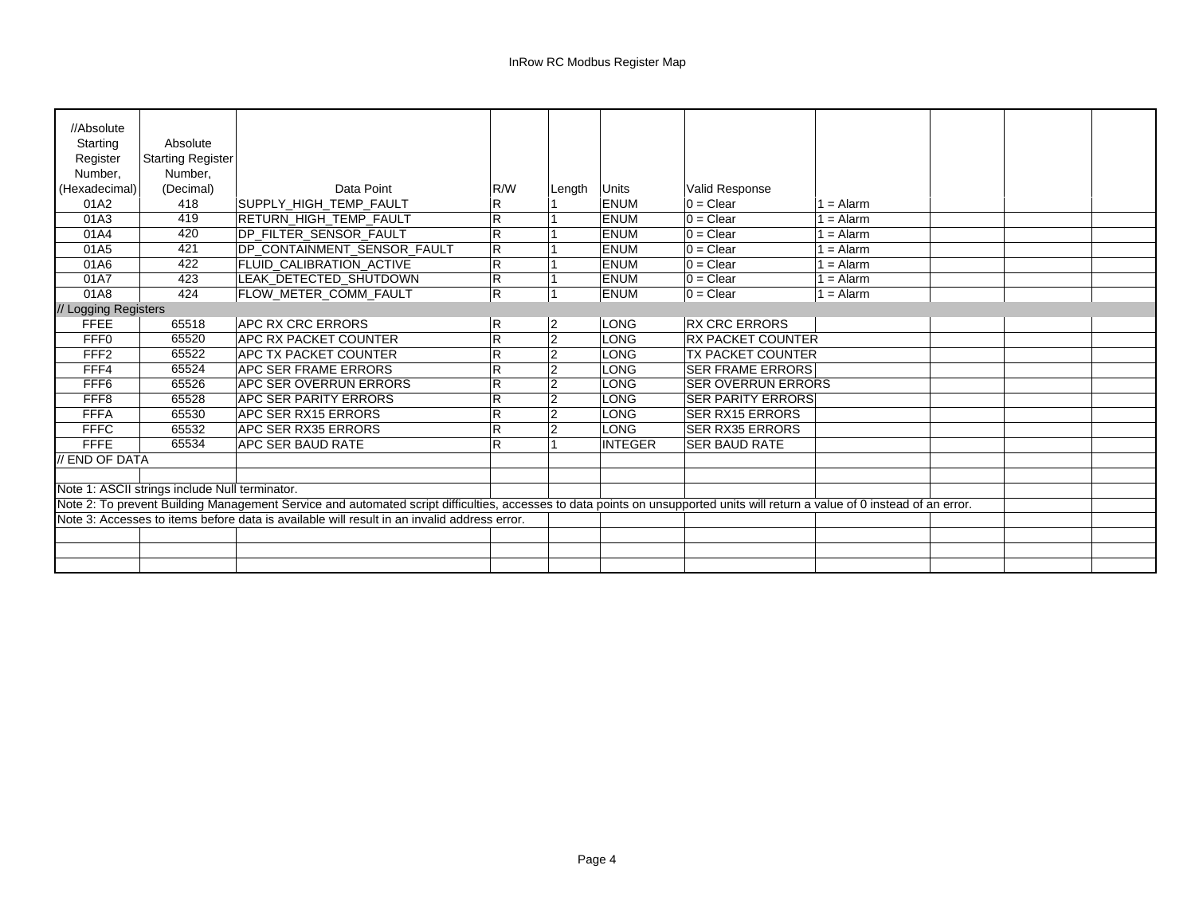| //Absolute Starting Register Number, (Hexadecimal) | Absolute Starting Register Number, (Decimal) | Data Point | R/W | Length | Units | Valid Response | | | | |
|---|---|---|---|---|---|---|---|---|---|---|
| 01A2 | 418 | SUPPLY_HIGH_TEMP_FAULT | R | 1 | ENUM | 0 = Clear | 1 = Alarm | | | |
| 01A3 | 419 | RETURN_HIGH_TEMP_FAULT | R | 1 | ENUM | 0 = Clear | 1 = Alarm | | | |
| 01A4 | 420 | DP_FILTER_SENSOR_FAULT | R | 1 | ENUM | 0 = Clear | 1 = Alarm | | | |
| 01A5 | 421 | DP_CONTAINMENT_SENSOR_FAULT | R | 1 | ENUM | 0 = Clear | 1 = Alarm | | | |
| 01A6 | 422 | FLUID_CALIBRATION_ACTIVE | R | 1 | ENUM | 0 = Clear | 1 = Alarm | | | |
| 01A7 | 423 | LEAK_DETECTED_SHUTDOWN | R | 1 | ENUM | 0 = Clear | 1 = Alarm | | | |
| 01A8 | 424 | FLOW_METER_COMM_FAULT | R | 1 | ENUM | 0 = Clear | 1 = Alarm | | | |
| // Logging Registers | | | | | | | | | | |
| FFEE | 65518 | APC RX CRC ERRORS | R | 2 | LONG | RX CRC ERRORS | | | | |
| FFF0 | 65520 | APC RX PACKET COUNTER | R | 2 | LONG | RX PACKET COUNTER | | | | |
| FFF2 | 65522 | APC TX PACKET COUNTER | R | 2 | LONG | TX PACKET COUNTER | | | | |
| FFF4 | 65524 | APC SER FRAME ERRORS | R | 2 | LONG | SER FRAME ERRORS | | | | |
| FFF6 | 65526 | APC SER OVERRUN ERRORS | R | 2 | LONG | SER OVERRUN ERRORS | | | | |
| FFF8 | 65528 | APC SER PARITY ERRORS | R | 2 | LONG | SER PARITY ERRORS | | | | |
| FFFA | 65530 | APC SER RX15 ERRORS | R | 2 | LONG | SER RX15 ERRORS | | | | |
| FFFC | 65532 | APC SER RX35 ERRORS | R | 2 | LONG | SER RX35 ERRORS | | | | |
| FFFE | 65534 | APC SER BAUD RATE | R | 1 | INTEGER | SER BAUD RATE | | | | |
| // END OF DATA | | | | | | | | | | |

Note 1: ASCII strings include Null terminator.

Note 2: To prevent Building Management Service and automated script difficulties, accesses to data points on unsupported units will return a value of 0 instead of an error.

Note 3: Accesses to items before data is available will result in an invalid address error.